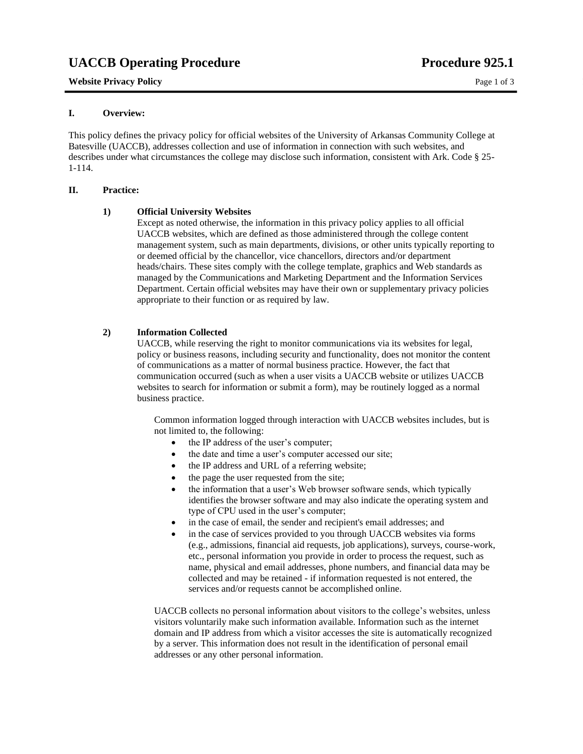# UACCB Operating Procedure — Procedure 925.1

**Website Privacy Policy**

## I. Overview:

This policy defines the privacy policy for official websites of the University of Arkansas Community College at Batesville (UACCB), addresses collection and use of information in connection with such websites, and describes under what circumstances the college may disclose such information, consistent with Ark. Code § 25-1-114.

## II. Practice:

### 1) Official University Websites

Except as noted otherwise, the information in this privacy policy applies to all official UACCB websites, which are defined as those administered through the college content management system, such as main departments, divisions, or other units typically reporting to or deemed official by the chancellor, vice chancellors, directors and/or department heads/chairs. These sites comply with the college template, graphics and Web standards as managed by the Communications and Marketing Department and the Information Services Department. Certain official websites may have their own or supplementary privacy policies appropriate to their function or as required by law.

### 2) Information Collected

UACCB, while reserving the right to monitor communications via its websites for legal, policy or business reasons, including security and functionality, does not monitor the content of communications as a matter of normal business practice. However, the fact that communication occurred (such as when a user visits a UACCB website or utilizes UACCB websites to search for information or submit a form), may be routinely logged as a normal business practice.

Common information logged through interaction with UACCB websites includes, but is not limited to, the following:

- the IP address of the user's computer;
- the date and time a user's computer accessed our site;
- the IP address and URL of a referring website;
- the page the user requested from the site;
- the information that a user's Web browser software sends, which typically identifies the browser software and may also indicate the operating system and type of CPU used in the user's computer;
- in the case of email, the sender and recipient's email addresses; and
- in the case of services provided to you through UACCB websites via forms (e.g., admissions, financial aid requests, job applications), surveys, course-work, etc., personal information you provide in order to process the request, such as name, physical and email addresses, phone numbers, and financial data may be collected and may be retained - if information requested is not entered, the services and/or requests cannot be accomplished online.

UACCB collects no personal information about visitors to the college's websites, unless visitors voluntarily make such information available. Information such as the internet domain and IP address from which a visitor accesses the site is automatically recognized by a server. This information does not result in the identification of personal email addresses or any other personal information.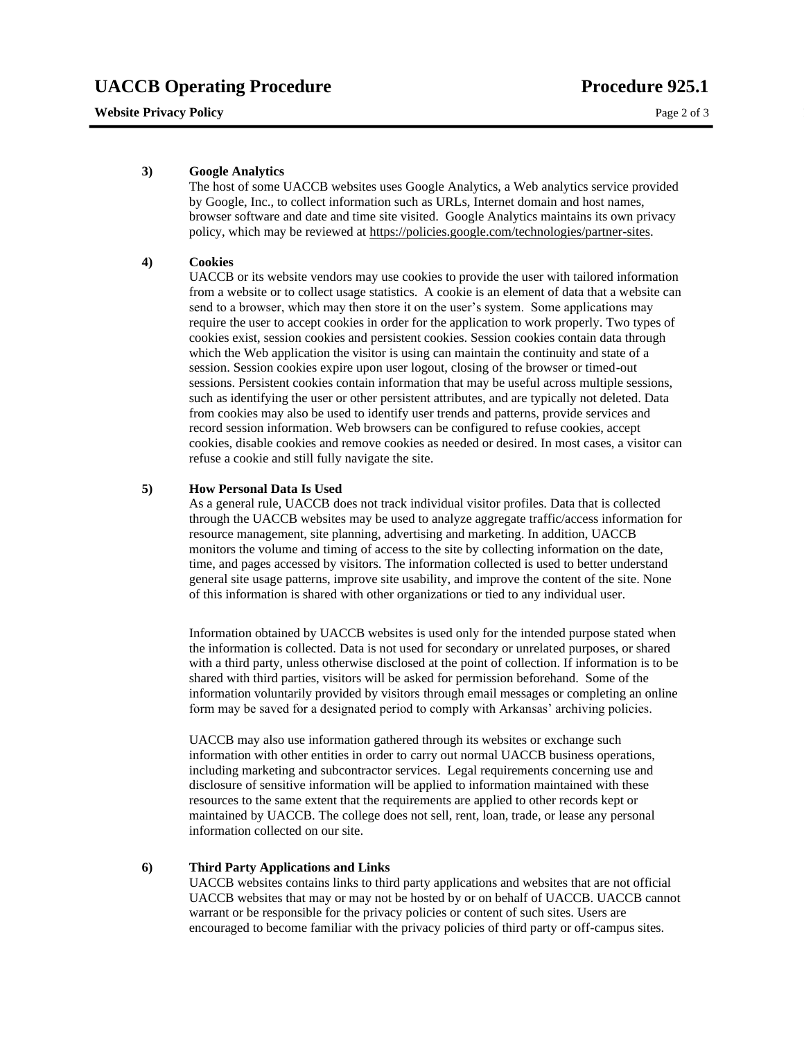**3) Google Analytics**

The host of some UACCB websites uses Google Analytics, a Web analytics service provided by Google, Inc., to collect information such as URLs, Internet domain and host names, browser software and date and time site visited. Google Analytics maintains its own privacy policy, which may be reviewed at https://policies.google.com/technologies/partner-sites.

**4) Cookies**

UACCB or its website vendors may use cookies to provide the user with tailored information from a website or to collect usage statistics. A cookie is an element of data that a website can send to a browser, which may then store it on the user's system. Some applications may require the user to accept cookies in order for the application to work properly. Two types of cookies exist, session cookies and persistent cookies. Session cookies contain data through which the Web application the visitor is using can maintain the continuity and state of a session. Session cookies expire upon user logout, closing of the browser or timed-out sessions. Persistent cookies contain information that may be useful across multiple sessions, such as identifying the user or other persistent attributes, and are typically not deleted. Data from cookies may also be used to identify user trends and patterns, provide services and record session information. Web browsers can be configured to refuse cookies, accept cookies, disable cookies and remove cookies as needed or desired. In most cases, a visitor can refuse a cookie and still fully navigate the site.

**5) How Personal Data Is Used**

As a general rule, UACCB does not track individual visitor profiles. Data that is collected through the UACCB websites may be used to analyze aggregate traffic/access information for resource management, site planning, advertising and marketing. In addition, UACCB monitors the volume and timing of access to the site by collecting information on the date, time, and pages accessed by visitors. The information collected is used to better understand general site usage patterns, improve site usability, and improve the content of the site. None of this information is shared with other organizations or tied to any individual user.

Information obtained by UACCB websites is used only for the intended purpose stated when the information is collected. Data is not used for secondary or unrelated purposes, or shared with a third party, unless otherwise disclosed at the point of collection. If information is to be shared with third parties, visitors will be asked for permission beforehand. Some of the information voluntarily provided by visitors through email messages or completing an online form may be saved for a designated period to comply with Arkansas' archiving policies.

UACCB may also use information gathered through its websites or exchange such information with other entities in order to carry out normal UACCB business operations, including marketing and subcontractor services. Legal requirements concerning use and disclosure of sensitive information will be applied to information maintained with these resources to the same extent that the requirements are applied to other records kept or maintained by UACCB. The college does not sell, rent, loan, trade, or lease any personal information collected on our site.

**6) Third Party Applications and Links**

UACCB websites contains links to third party applications and websites that are not official UACCB websites that may or may not be hosted by or on behalf of UACCB. UACCB cannot warrant or be responsible for the privacy policies or content of such sites. Users are encouraged to become familiar with the privacy policies of third party or off-campus sites.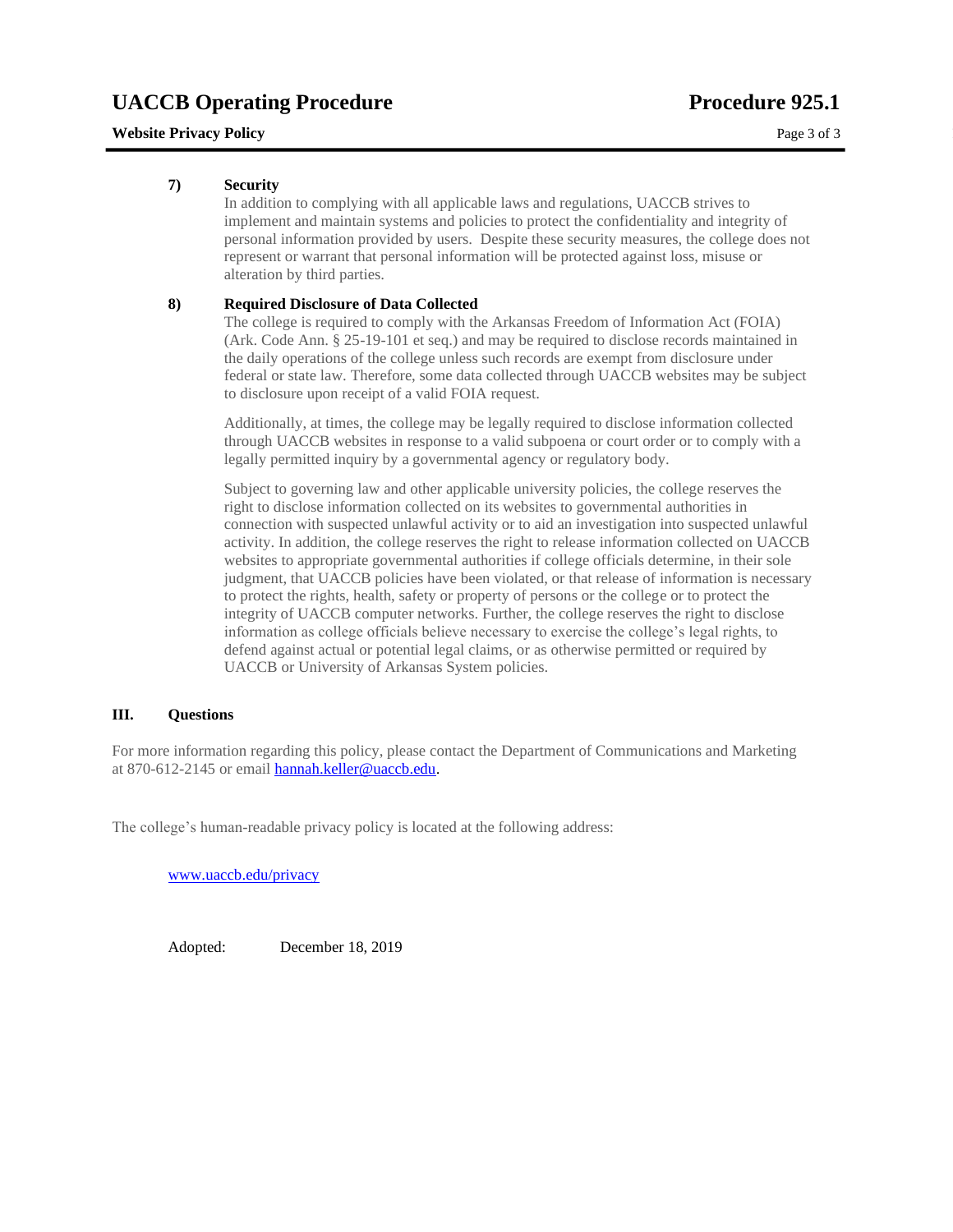**7) Security**

In addition to complying with all applicable laws and regulations, UACCB strives to implement and maintain systems and policies to protect the confidentiality and integrity of personal information provided by users. Despite these security measures, the college does not represent or warrant that personal information will be protected against loss, misuse or alteration by third parties.

**8) Required Disclosure of Data Collected**

The college is required to comply with the Arkansas Freedom of Information Act (FOIA) (Ark. Code Ann. § 25-19-101 et seq.) and may be required to disclose records maintained in the daily operations of the college unless such records are exempt from disclosure under federal or state law. Therefore, some data collected through UACCB websites may be subject to disclosure upon receipt of a valid FOIA request.

Additionally, at times, the college may be legally required to disclose information collected through UACCB websites in response to a valid subpoena or court order or to comply with a legally permitted inquiry by a governmental agency or regulatory body.

Subject to governing law and other applicable university policies, the college reserves the right to disclose information collected on its websites to governmental authorities in connection with suspected unlawful activity or to aid an investigation into suspected unlawful activity. In addition, the college reserves the right to release information collected on UACCB websites to appropriate governmental authorities if college officials determine, in their sole judgment, that UACCB policies have been violated, or that release of information is necessary to protect the rights, health, safety or property of persons or the college or to protect the integrity of UACCB computer networks. Further, the college reserves the right to disclose information as college officials believe necessary to exercise the college's legal rights, to defend against actual or potential legal claims, or as otherwise permitted or required by UACCB or University of Arkansas System policies.

## III. Questions

For more information regarding this policy, please contact the Department of Communications and Marketing at 870-612-2145 or email hannah.keller@uaccb.edu.

The college's human-readable privacy policy is located at the following address:

www.uaccb.edu/privacy

Adopted: December 18, 2019